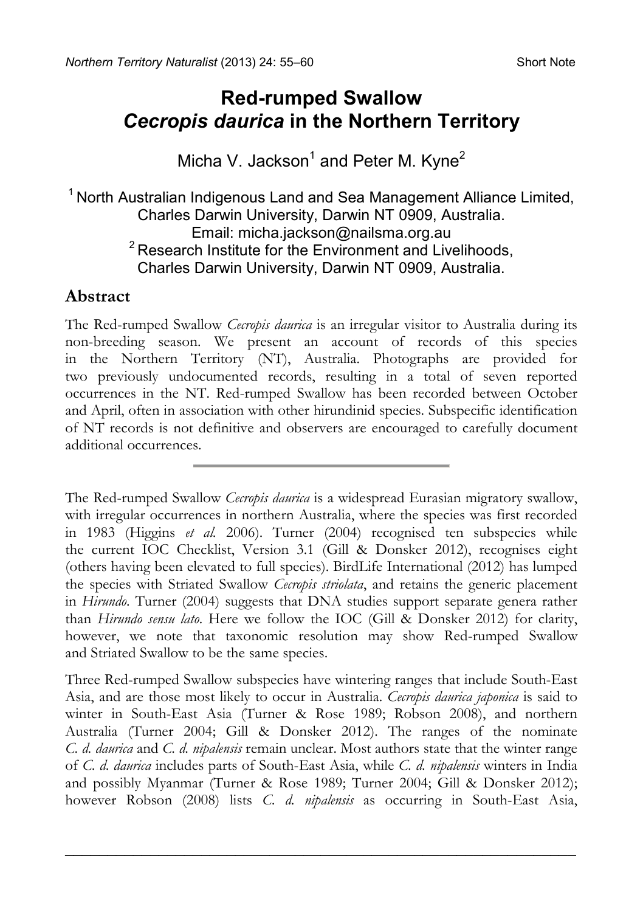Short Note

# Red-rumped Swallow *Cecropis daurica* in the Northern Territory

Micha V. Jackson[1] and Peter M. Kyne[2]

[1] North Australian Indigenous Land and Sea Management Alliance Limited, Charles Darwin University, Darwin NT 0909, Australia. Email: micha.jackson@nailsma.org.au

[2] Research Institute for the Environment and Livelihoods, Charles Darwin University, Darwin NT 0909, Australia.

## Abstract

The Red-rumped Swallow *Cecropis daurica* is an irregular visitor to Australia during its non-breeding season. We present an account of records of this species in the Northern Territory (NT), Australia. Photographs are provided for two previously undocumented records, resulting in a total of seven reported occurrences in the NT. Red-rumped Swallow has been recorded between October and April, often in association with other hirundinid species. Subspecific identification of NT records is not definitive and observers are encouraged to carefully document additional occurrences.

---

The Red-rumped Swallow *Cecropis daurica* is a widespread Eurasian migratory swallow, with irregular occurrences in northern Australia, where the species was first recorded in 1983 (Higgins *et al.* 2006). Turner (2004) recognised ten subspecies while the current IOC Checklist, Version 3.1 (Gill & Donsker 2012), recognises eight (others having been elevated to full species). BirdLife International (2012) has lumped the species with Striated Swallow *Cecropis striolata*, and retains the generic placement in *Hirundo*. Turner (2004) suggests that DNA studies support separate genera rather than *Hirundo sensu lato*. Here we follow the IOC (Gill & Donsker 2012) for clarity, however, we note that taxonomic resolution may show Red-rumped Swallow and Striated Swallow to be the same species.

Three Red-rumped Swallow subspecies have wintering ranges that include South-East Asia, and are those most likely to occur in Australia. *Cecropis daurica japonica* is said to winter in South-East Asia (Turner & Rose 1989; Robson 2008), and northern Australia (Turner 2004; Gill & Donsker 2012). The ranges of the nominate *C. d. daurica* and *C. d. nipalensis* remain unclear. Most authors state that the winter range of *C. d. daurica* includes parts of South-East Asia, while *C. d. nipalensis* winters in India and possibly Myanmar (Turner & Rose 1989; Turner 2004; Gill & Donsker 2012); however Robson (2008) lists *C. d. nipalensis* as occurring in South-East Asia,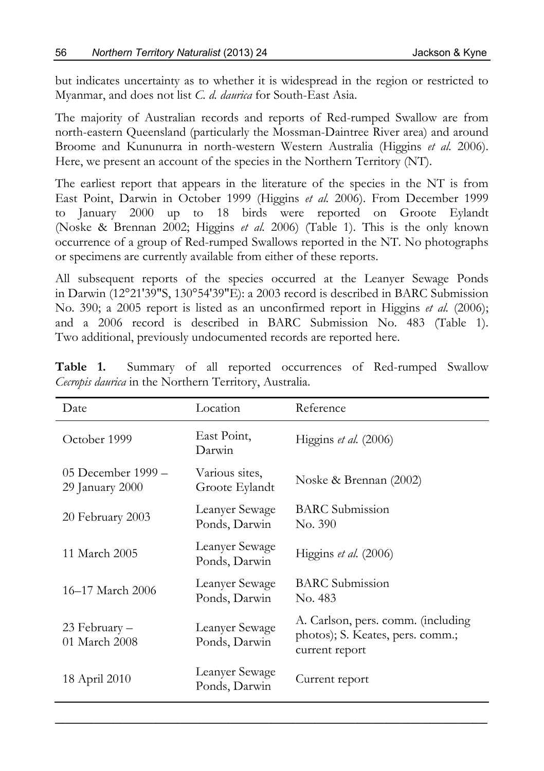but indicates uncertainty as to whether it is widespread in the region or restricted to Myanmar, and does not list *C. d. daurica* for South-East Asia.

The majority of Australian records and reports of Red-rumped Swallow are from north-eastern Queensland (particularly the Mossman-Daintree River area) and around Broome and Kununurra in north-western Western Australia (Higgins *et al.* 2006). Here, we present an account of the species in the Northern Territory (NT).

The earliest report that appears in the literature of the species in the NT is from East Point, Darwin in October 1999 (Higgins *et al.* 2006). From December 1999 to January 2000 up to 18 birds were reported on Groote Eylandt (Noske & Brennan 2002; Higgins *et al.* 2006) (Table 1). This is the only known occurrence of a group of Red-rumped Swallows reported in the NT. No photographs or specimens are currently available from either of these reports.

All subsequent reports of the species occurred at the Leanyer Sewage Ponds in Darwin (12°21'39"S, 130°54'39"E): a 2003 record is described in BARC Submission No. 390; a 2005 report is listed as an unconfirmed report in Higgins *et al.* (2006); and a 2006 record is described in BARC Submission No. 483 (Table 1). Two additional, previously undocumented records are reported here.

**Table 1.** Summary of all reported occurrences of Red-rumped Swallow *Cecropis daurica* in the Northern Territory, Australia.

| Date | Location | Reference |
|---|---|---|
| October 1999 | East Point, Darwin | Higgins *et al.* (2006) |
| 05 December 1999 – 29 January 2000 | Various sites, Groote Eylandt | Noske & Brennan (2002) |
| 20 February 2003 | Leanyer Sewage Ponds, Darwin | BARC Submission No. 390 |
| 11 March 2005 | Leanyer Sewage Ponds, Darwin | Higgins *et al.* (2006) |
| 16–17 March 2006 | Leanyer Sewage Ponds, Darwin | BARC Submission No. 483 |
| 23 February – 01 March 2008 | Leanyer Sewage Ponds, Darwin | A. Carlson, pers. comm. (including photos); S. Keates, pers. comm.; current report |
| 18 April 2010 | Leanyer Sewage Ponds, Darwin | Current report |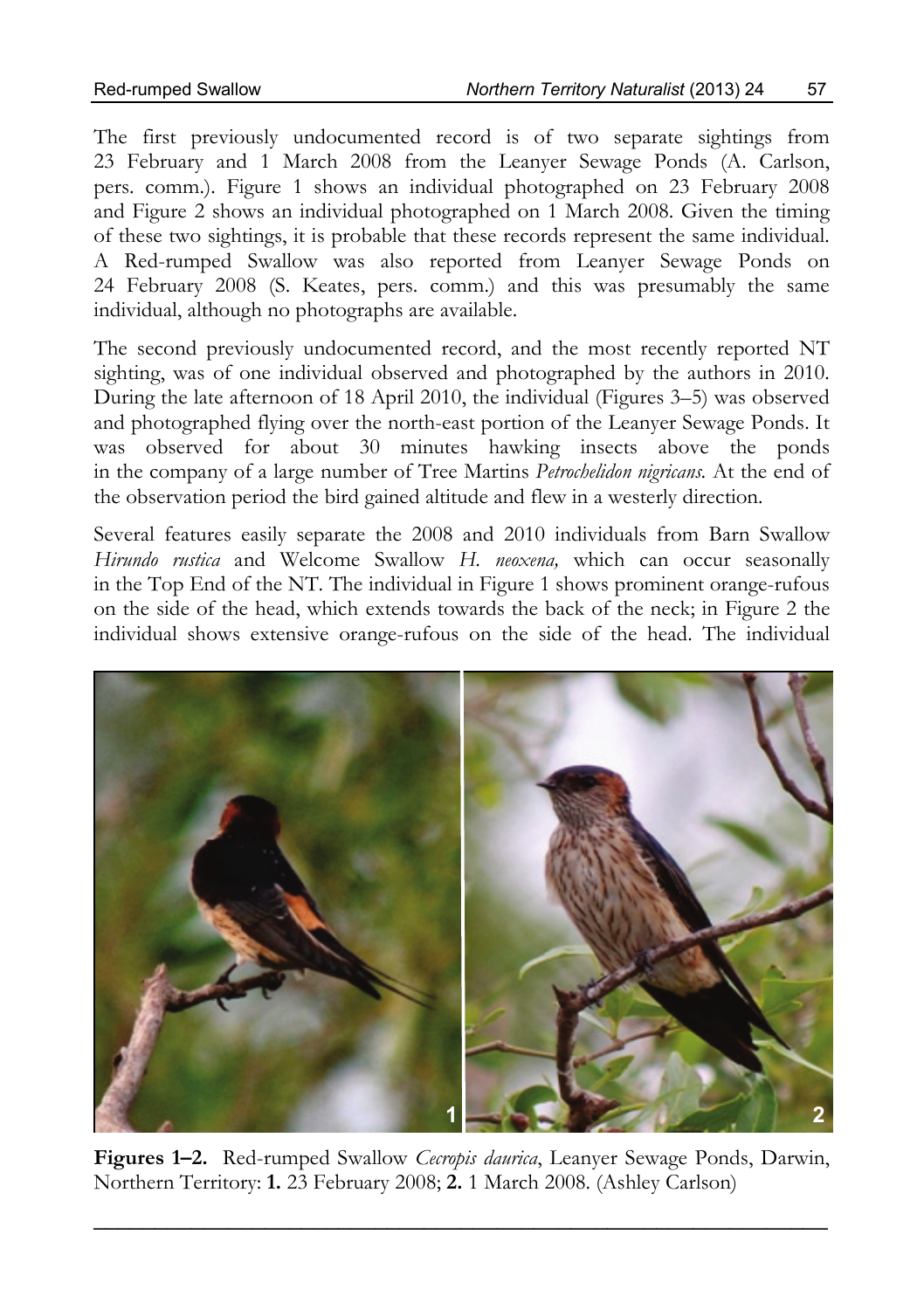The first previously undocumented record is of two separate sightings from 23 February and 1 March 2008 from the Leanyer Sewage Ponds (A. Carlson, pers. comm.). Figure 1 shows an individual photographed on 23 February 2008 and Figure 2 shows an individual photographed on 1 March 2008. Given the timing of these two sightings, it is probable that these records represent the same individual. A Red-rumped Swallow was also reported from Leanyer Sewage Ponds on 24 February 2008 (S. Keates, pers. comm.) and this was presumably the same individual, although no photographs are available.

The second previously undocumented record, and the most recently reported NT sighting, was of one individual observed and photographed by the authors in 2010. During the late afternoon of 18 April 2010, the individual (Figures 3–5) was observed and photographed flying over the north-east portion of the Leanyer Sewage Ponds. It was observed for about 30 minutes hawking insects above the ponds in the company of a large number of Tree Martins *Petrochelidon nigricans*. At the end of the observation period the bird gained altitude and flew in a westerly direction.

Several features easily separate the 2008 and 2010 individuals from Barn Swallow *Hirundo rustica* and Welcome Swallow *H. neoxena,* which can occur seasonally in the Top End of the NT. The individual in Figure 1 shows prominent orange-rufous on the side of the head, which extends towards the back of the neck; in Figure 2 the individual shows extensive orange-rufous on the side of the head. The individual

**Figures 1–2.** Red-rumped Swallow *Cecropis daurica*, Leanyer Sewage Ponds, Darwin, Northern Territory: **1.** 23 February 2008; **2.** 1 March 2008. (Ashley Carlson)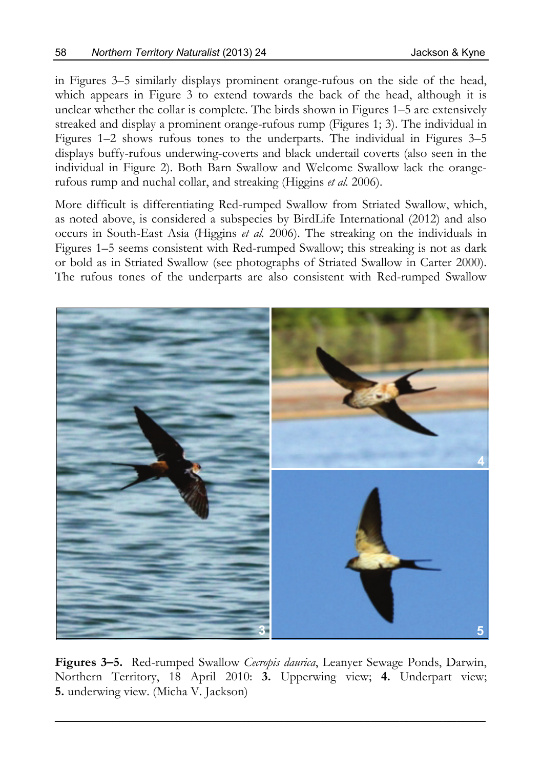in Figures 3–5 similarly displays prominent orange-rufous on the side of the head, which appears in Figure 3 to extend towards the back of the head, although it is unclear whether the collar is complete. The birds shown in Figures 1–5 are extensively streaked and display a prominent orange-rufous rump (Figures 1; 3). The individual in Figures 1–2 shows rufous tones to the underparts. The individual in Figures 3–5 displays buffy-rufous underwing-coverts and black undertail coverts (also seen in the individual in Figure 2). Both Barn Swallow and Welcome Swallow lack the orange-rufous rump and nuchal collar, and streaking (Higgins *et al.* 2006).

More difficult is differentiating Red-rumped Swallow from Striated Swallow, which, as noted above, is considered a subspecies by BirdLife International (2012) and also occurs in South-East Asia (Higgins *et al.* 2006). The streaking on the individuals in Figures 1–5 seems consistent with Red-rumped Swallow; this streaking is not as dark or bold as in Striated Swallow (see photographs of Striated Swallow in Carter 2000). The rufous tones of the underparts are also consistent with Red-rumped Swallow

**Figures 3–5.** Red-rumped Swallow *Cecropis daurica*, Leanyer Sewage Ponds, Darwin, Northern Territory, 18 April 2010: **3.** Upperwing view; **4.** Underpart view; **5.** underwing view. (Micha V. Jackson)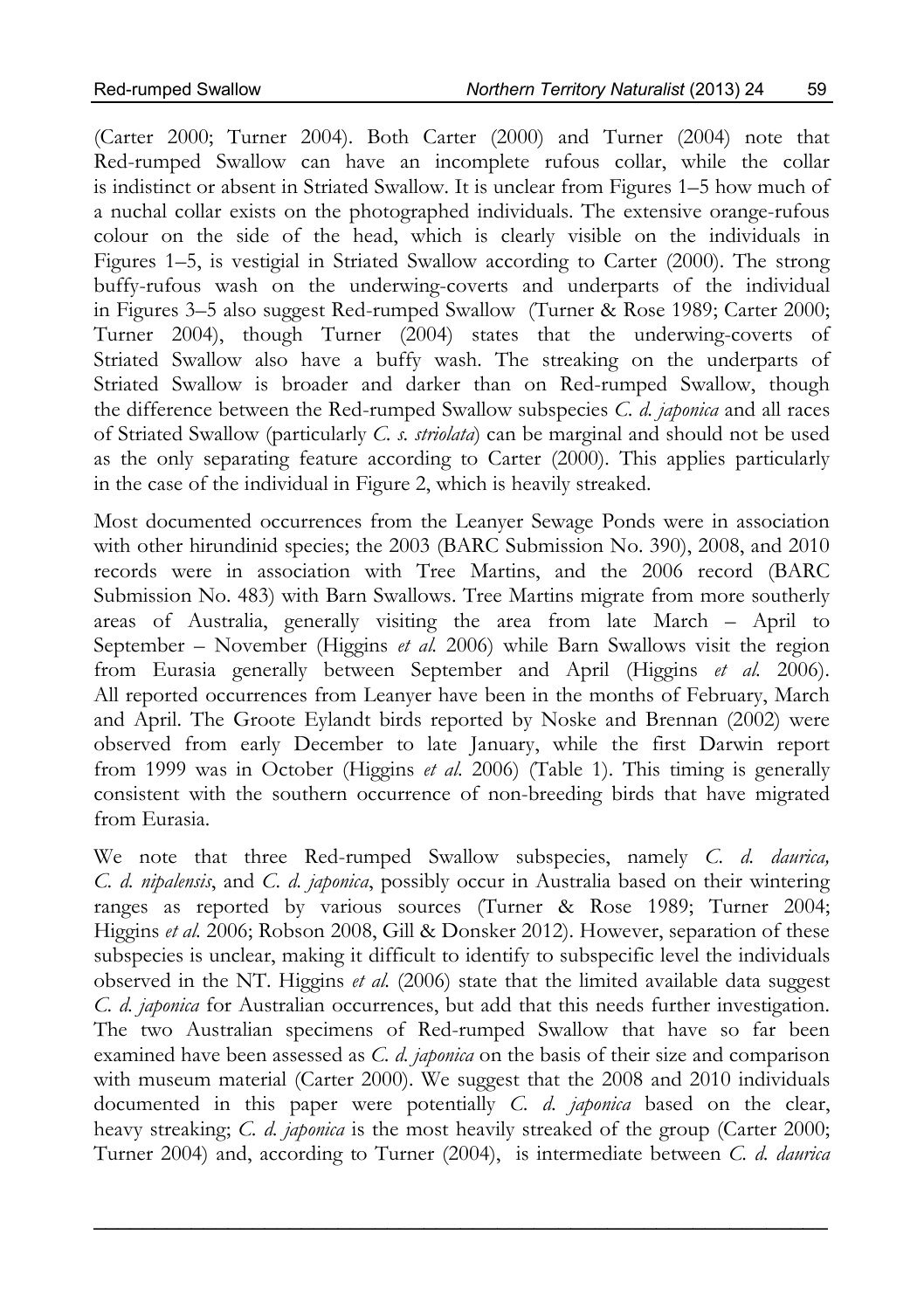(Carter 2000; Turner 2004). Both Carter (2000) and Turner (2004) note that Red-rumped Swallow can have an incomplete rufous collar, while the collar is indistinct or absent in Striated Swallow. It is unclear from Figures 1–5 how much of a nuchal collar exists on the photographed individuals. The extensive orange-rufous colour on the side of the head, which is clearly visible on the individuals in Figures 1–5, is vestigial in Striated Swallow according to Carter (2000). The strong buffy-rufous wash on the underwing-coverts and underparts of the individual in Figures 3–5 also suggest Red-rumped Swallow (Turner & Rose 1989; Carter 2000; Turner 2004), though Turner (2004) states that the underwing-coverts of Striated Swallow also have a buffy wash. The streaking on the underparts of Striated Swallow is broader and darker than on Red-rumped Swallow, though the difference between the Red-rumped Swallow subspecies *C. d. japonica* and all races of Striated Swallow (particularly *C. s. striolata*) can be marginal and should not be used as the only separating feature according to Carter (2000). This applies particularly in the case of the individual in Figure 2, which is heavily streaked.

Most documented occurrences from the Leanyer Sewage Ponds were in association with other hirundinid species; the 2003 (BARC Submission No. 390), 2008, and 2010 records were in association with Tree Martins, and the 2006 record (BARC Submission No. 483) with Barn Swallows. Tree Martins migrate from more southerly areas of Australia, generally visiting the area from late March – April to September – November (Higgins *et al.* 2006) while Barn Swallows visit the region from Eurasia generally between September and April (Higgins *et al.* 2006). All reported occurrences from Leanyer have been in the months of February, March and April. The Groote Eylandt birds reported by Noske and Brennan (2002) were observed from early December to late January, while the first Darwin report from 1999 was in October (Higgins *et al.* 2006) (Table 1). This timing is generally consistent with the southern occurrence of non-breeding birds that have migrated from Eurasia.

We note that three Red-rumped Swallow subspecies, namely *C. d. daurica, C. d. nipalensis*, and *C. d. japonica*, possibly occur in Australia based on their wintering ranges as reported by various sources (Turner & Rose 1989; Turner 2004; Higgins *et al.* 2006; Robson 2008, Gill & Donsker 2012). However, separation of these subspecies is unclear, making it difficult to identify to subspecific level the individuals observed in the NT. Higgins *et al.* (2006) state that the limited available data suggest *C. d. japonica* for Australian occurrences, but add that this needs further investigation. The two Australian specimens of Red-rumped Swallow that have so far been examined have been assessed as *C. d. japonica* on the basis of their size and comparison with museum material (Carter 2000). We suggest that the 2008 and 2010 individuals documented in this paper were potentially *C. d. japonica* based on the clear, heavy streaking; *C. d. japonica* is the most heavily streaked of the group (Carter 2000; Turner 2004) and, according to Turner (2004), is intermediate between *C. d. daurica*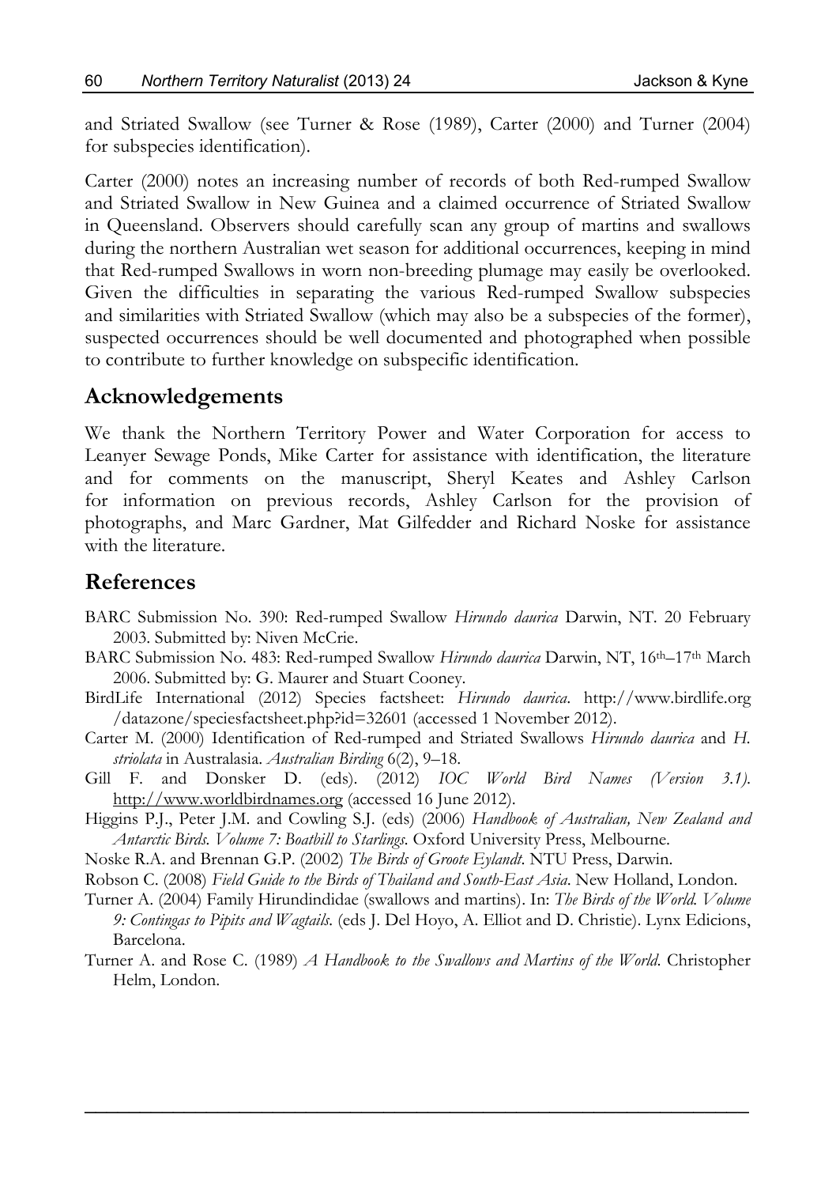and Striated Swallow (see Turner & Rose (1989), Carter (2000) and Turner (2004) for subspecies identification).

Carter (2000) notes an increasing number of records of both Red-rumped Swallow and Striated Swallow in New Guinea and a claimed occurrence of Striated Swallow in Queensland. Observers should carefully scan any group of martins and swallows during the northern Australian wet season for additional occurrences, keeping in mind that Red-rumped Swallows in worn non-breeding plumage may easily be overlooked. Given the difficulties in separating the various Red-rumped Swallow subspecies and similarities with Striated Swallow (which may also be a subspecies of the former), suspected occurrences should be well documented and photographed when possible to contribute to further knowledge on subspecific identification.

## Acknowledgements

We thank the Northern Territory Power and Water Corporation for access to Leanyer Sewage Ponds, Mike Carter for assistance with identification, the literature and for comments on the manuscript, Sheryl Keates and Ashley Carlson for information on previous records, Ashley Carlson for the provision of photographs, and Marc Gardner, Mat Gilfedder and Richard Noske for assistance with the literature.

## References

BARC Submission No. 390: Red-rumped Swallow *Hirundo daurica* Darwin, NT. 20 February 2003. Submitted by: Niven McCrie.

BARC Submission No. 483: Red-rumped Swallow *Hirundo daurica* Darwin, NT, 16th–17th March 2006. Submitted by: G. Maurer and Stuart Cooney.

BirdLife International (2012) Species factsheet: *Hirundo daurica*. http://www.birdlife.org/datazone/speciesfactsheet.php?id=32601 (accessed 1 November 2012).

Carter M. (2000) Identification of Red-rumped and Striated Swallows *Hirundo daurica* and *H. striolata* in Australasia. *Australian Birding* 6(2), 9–18.

Gill F. and Donsker D. (eds). (2012) *IOC World Bird Names (Version 3.1).* http://www.worldbirdnames.org (accessed 16 June 2012).

Higgins P.J., Peter J.M. and Cowling S.J. (eds) (2006) *Handbook of Australian, New Zealand and Antarctic Birds. Volume 7: Boatbill to Starlings.* Oxford University Press, Melbourne.

Noske R.A. and Brennan G.P. (2002) *The Birds of Groote Eylandt.* NTU Press, Darwin.

Robson C. (2008) *Field Guide to the Birds of Thailand and South-East Asia.* New Holland, London.

Turner A. (2004) Family Hirundindidae (swallows and martins). In: *The Birds of the World. Volume 9: Contingas to Pipits and Wagtails.* (eds J. Del Hoyo, A. Elliot and D. Christie). Lynx Edicions, Barcelona.

Turner A. and Rose C. (1989) *A Handbook to the Swallows and Martins of the World.* Christopher Helm, London.